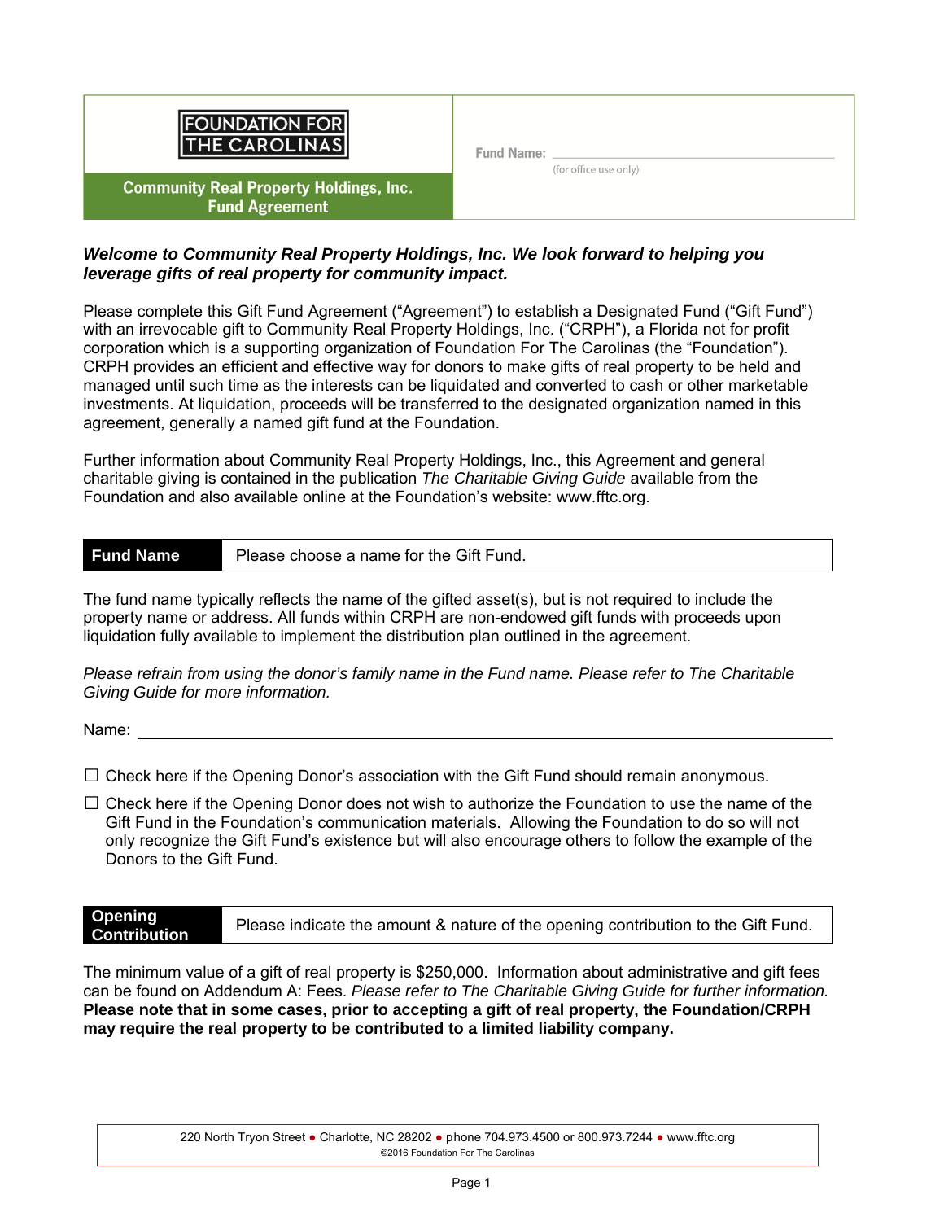FOUNDATION FOR THE CAROLINAS

**Community Real Property Holdings, Inc. Fund Agreement**

Fund Name: ______________________ (for office use only)

***Welcome to Community Real Property Holdings, Inc. We look forward to helping you leverage gifts of real property for community impact.***

Please complete this Gift Fund Agreement ("Agreement") to establish a Designated Fund ("Gift Fund") with an irrevocable gift to Community Real Property Holdings, Inc. ("CRPH"), a Florida not for profit corporation which is a supporting organization of Foundation For The Carolinas (the "Foundation"). CRPH provides an efficient and effective way for donors to make gifts of real property to be held and managed until such time as the interests can be liquidated and converted to cash or other marketable investments. At liquidation, proceeds will be transferred to the designated organization named in this agreement, generally a named gift fund at the Foundation.

Further information about Community Real Property Holdings, Inc., this Agreement and general charitable giving is contained in the publication *The Charitable Giving Guide* available from the Foundation and also available online at the Foundation's website: www.fftc.org.

## Fund Name

Please choose a name for the Gift Fund.

The fund name typically reflects the name of the gifted asset(s), but is not required to include the property name or address. All funds within CRPH are non-endowed gift funds with proceeds upon liquidation fully available to implement the distribution plan outlined in the agreement.

*Please refrain from using the donor's family name in the Fund name. Please refer to The Charitable Giving Guide for more information.*

Name: ______________________________________________

☐ Check here if the Opening Donor's association with the Gift Fund should remain anonymous.

☐ Check here if the Opening Donor does not wish to authorize the Foundation to use the name of the Gift Fund in the Foundation's communication materials. Allowing the Foundation to do so will not only recognize the Gift Fund's existence but will also encourage others to follow the example of the Donors to the Gift Fund.

## Opening Contribution

Please indicate the amount & nature of the opening contribution to the Gift Fund.

The minimum value of a gift of real property is $250,000. Information about administrative and gift fees can be found on Addendum A: Fees. *Please refer to The Charitable Giving Guide for further information.* **Please note that in some cases, prior to accepting a gift of real property, the Foundation/CRPH may require the real property to be contributed to a limited liability company.**

220 North Tryon Street ● Charlotte, NC 28202 ● phone 704.973.4500 or 800.973.7244 ● www.fftc.org
©2016 Foundation For The Carolinas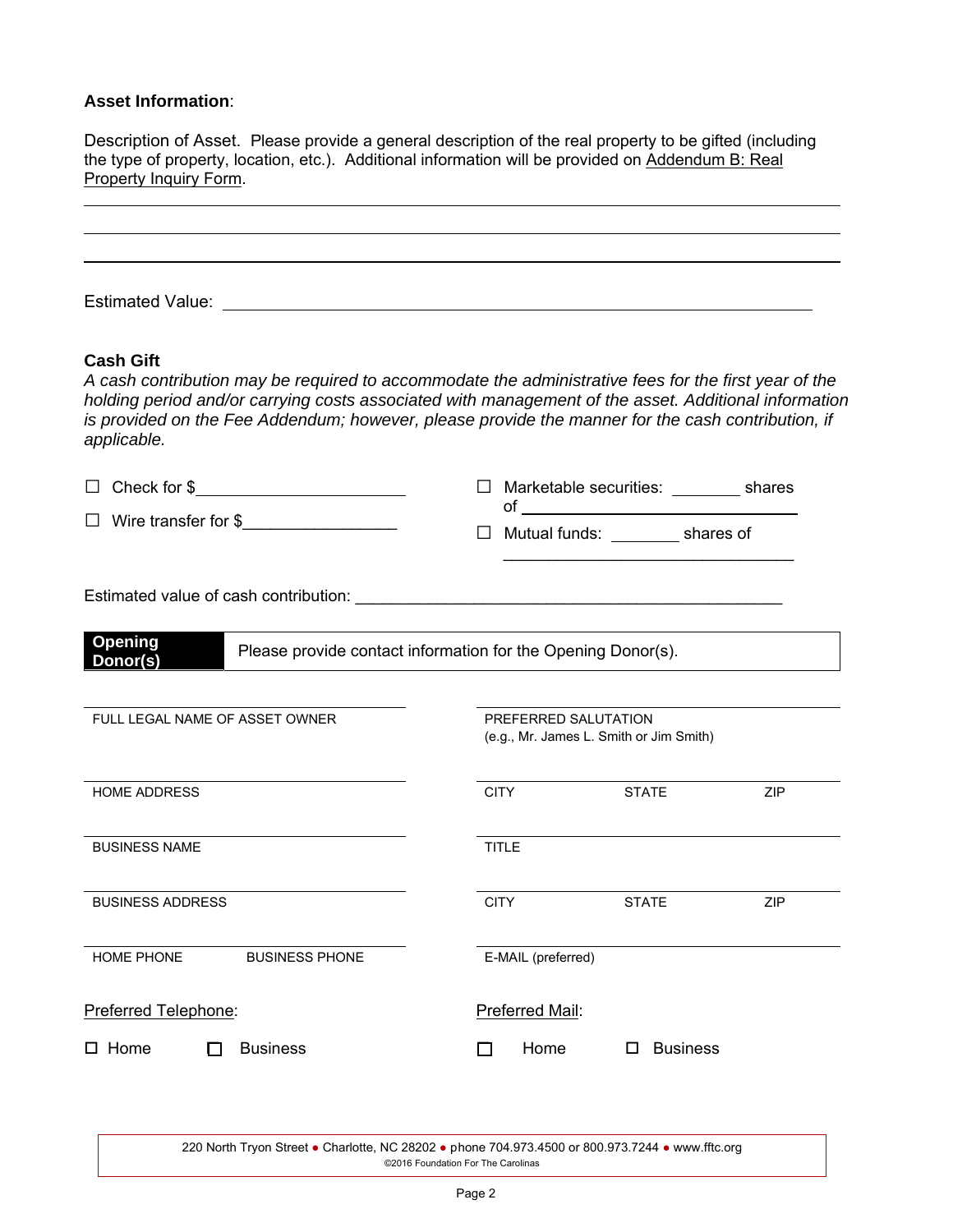**Asset Information**:

Description of Asset. Please provide a general description of the real property to be gifted (including the type of property, location, etc.). Additional information will be provided on Addendum B: Real Property Inquiry Form.

\_\_\_\_\_\_\_\_\_\_\_\_\_\_\_\_\_\_\_\_\_\_\_\_\_\_\_\_\_\_\_\_\_\_\_\_\_\_\_\_\_\_\_\_\_\_\_\_\_\_\_\_\_\_\_\_\_\_\_\_\_\_\_\_\_\_\_\_\_\_\_\_\_\_\_\_

\_\_\_\_\_\_\_\_\_\_\_\_\_\_\_\_\_\_\_\_\_\_\_\_\_\_\_\_\_\_\_\_\_\_\_\_\_\_\_\_\_\_\_\_\_\_\_\_\_\_\_\_\_\_\_\_\_\_\_\_\_\_\_\_\_\_\_\_\_\_\_\_\_\_\_\_

\_\_\_\_\_\_\_\_\_\_\_\_\_\_\_\_\_\_\_\_\_\_\_\_\_\_\_\_\_\_\_\_\_\_\_\_\_\_\_\_\_\_\_\_\_\_\_\_\_\_\_\_\_\_\_\_\_\_\_\_\_\_\_\_\_\_\_\_\_\_\_\_\_\_\_\_

Estimated Value: \_\_\_\_\_\_\_\_\_\_\_\_\_\_\_\_\_\_\_\_\_\_\_\_\_\_\_\_\_\_\_\_\_\_\_\_\_\_\_\_\_\_\_\_\_\_\_\_\_\_\_\_\_\_\_\_\_\_\_\_

**Cash Gift**

*A cash contribution may be required to accommodate the administrative fees for the first year of the holding period and/or carrying costs associated with management of the asset. Additional information is provided on the Fee Addendum; however, please provide the manner for the cash contribution, if applicable.*

☐ Check for $\_\_\_\_\_\_\_\_\_\_\_\_\_\_\_\_\_\_\_\_\_\_

☐ Wire transfer for $\_\_\_\_\_\_\_\_\_\_\_\_\_\_\_\_\_

☐ Marketable securities: \_\_\_\_\_\_\_\_ shares of \_\_\_\_\_\_\_\_\_\_\_\_\_\_\_\_\_\_\_\_\_\_\_\_\_\_\_\_\_\_

☐ Mutual funds: \_\_\_\_\_\_\_\_ shares of \_\_\_\_\_\_\_\_\_\_\_\_\_\_\_\_\_\_\_\_\_\_\_\_\_\_\_\_\_\_

Estimated value of cash contribution: \_\_\_\_\_\_\_\_\_\_\_\_\_\_\_\_\_\_\_\_\_\_\_\_\_\_\_\_\_\_\_\_\_\_\_\_\_\_\_\_\_\_\_\_\_\_

| **Opening Donor(s)** | Please provide contact information for the Opening Donor(s). |
|---|---|

FULL LEGAL NAME OF ASSET OWNER

PREFERRED SALUTATION (e.g., Mr. James L. Smith or Jim Smith)

HOME ADDRESS

CITY STATE ZIP

BUSINESS NAME

TITLE

BUSINESS ADDRESS

CITY STATE ZIP

HOME PHONE BUSINESS PHONE

E-MAIL (preferred)

Preferred Telephone:

☐ Home ☐ Business

Preferred Mail:

☐ Home ☐ Business

220 North Tryon Street ● Charlotte, NC 28202 ● phone 704.973.4500 or 800.973.7244 ● www.fftc.org
©2016 Foundation For The Carolinas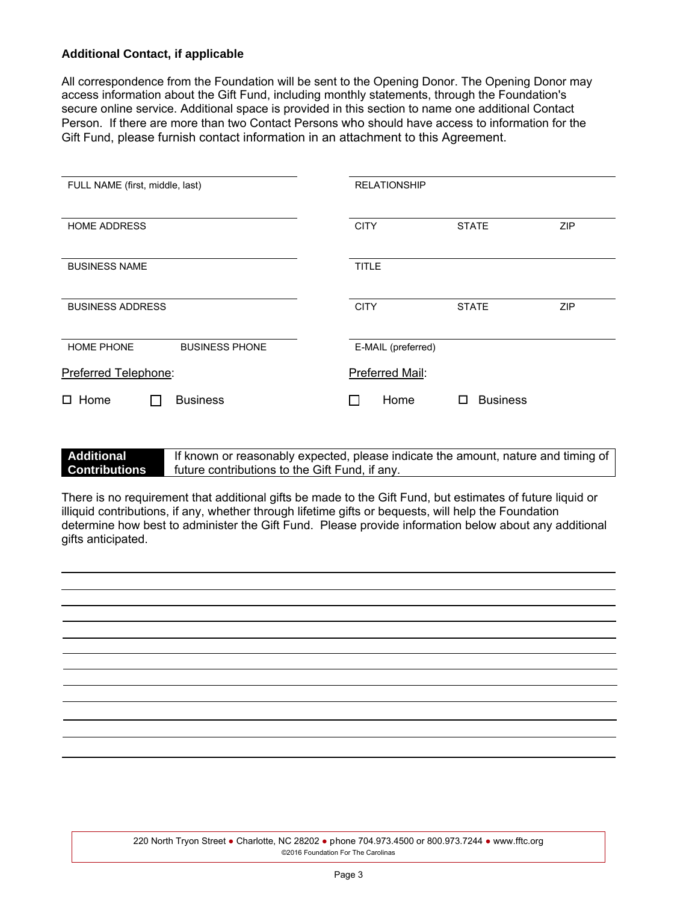**Additional Contact, if applicable**

All correspondence from the Foundation will be sent to the Opening Donor. The Opening Donor may access information about the Gift Fund, including monthly statements, through the Foundation's secure online service. Additional space is provided in this section to name one additional Contact Person. If there are more than two Contact Persons who should have access to information for the Gift Fund, please furnish contact information in an attachment to this Agreement.

| | | | |
|---|---|---|---|
| FULL NAME (first, middle, last) | RELATIONSHIP | | |
| HOME ADDRESS | CITY | STATE | ZIP |
| BUSINESS NAME | TITLE | | |
| BUSINESS ADDRESS | CITY | STATE | ZIP |
| HOME PHONE / BUSINESS PHONE | E-MAIL (preferred) | | |

Preferred Telephone:

☐ Home ☐ Business

Preferred Mail:

☐ Home ☐ Business

**Additional Contributions** If known or reasonably expected, please indicate the amount, nature and timing of future contributions to the Gift Fund, if any.

There is no requirement that additional gifts be made to the Gift Fund, but estimates of future liquid or illiquid contributions, if any, whether through lifetime gifts or bequests, will help the Foundation determine how best to administer the Gift Fund. Please provide information below about any additional gifts anticipated.

220 North Tryon Street ● Charlotte, NC 28202 ● phone 704.973.4500 or 800.973.7244 ● www.fftc.org
©2016 Foundation For The Carolinas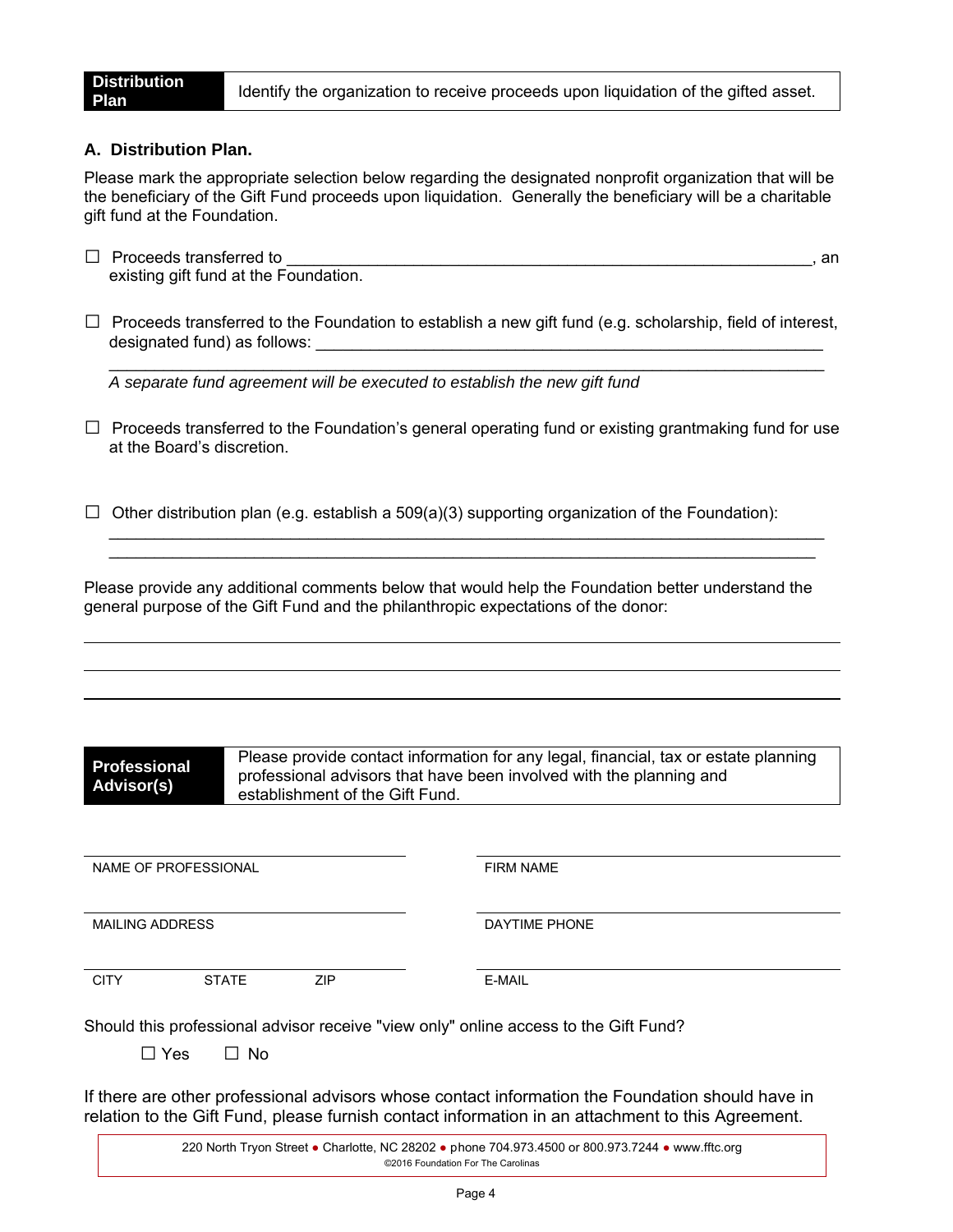**Distribution Plan** | Identify the organization to receive proceeds upon liquidation of the gifted asset.

### A. Distribution Plan.

Please mark the appropriate selection below regarding the designated nonprofit organization that will be the beneficiary of the Gift Fund proceeds upon liquidation. Generally the beneficiary will be a charitable gift fund at the Foundation.

☐ Proceeds transferred to ____________________________________________________________, an existing gift fund at the Foundation.

☐ Proceeds transferred to the Foundation to establish a new gift fund (e.g. scholarship, field of interest, designated fund) as follows: ____________________________________________________________
________________________________________________________________________________

*A separate fund agreement will be executed to establish the new gift fund*

☐ Proceeds transferred to the Foundation's general operating fund or existing grantmaking fund for use at the Board's discretion.

☐ Other distribution plan (e.g. establish a 509(a)(3) supporting organization of the Foundation):
________________________________________________________________________________
________________________________________________________________________________

Please provide any additional comments below that would help the Foundation better understand the general purpose of the Gift Fund and the philanthropic expectations of the donor:

________________________________________________________________________________
________________________________________________________________________________
________________________________________________________________________________

**Professional Advisor(s)** | Please provide contact information for any legal, financial, tax or estate planning professional advisors that have been involved with the planning and establishment of the Gift Fund.

| | |
|---|---|
| NAME OF PROFESSIONAL | FIRM NAME |
| MAILING ADDRESS | DAYTIME PHONE |
| CITY STATE ZIP | E-MAIL |

Should this professional advisor receive "view only" online access to the Gift Fund?

☐ Yes ☐ No

If there are other professional advisors whose contact information the Foundation should have in relation to the Gift Fund, please furnish contact information in an attachment to this Agreement.

220 North Tryon Street ● Charlotte, NC 28202 ● phone 704.973.4500 or 800.973.7244 ● www.fftc.org
©2016 Foundation For The Carolinas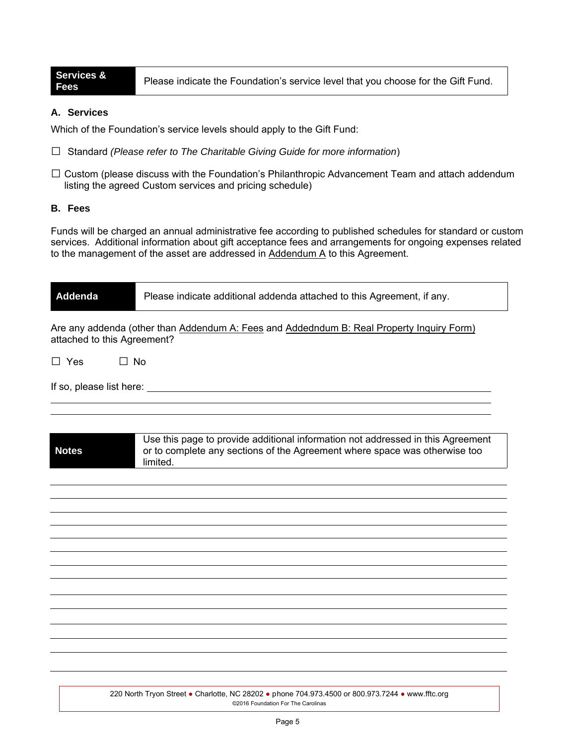| **Services & Fees** | Please indicate the Foundation's service level that you choose for the Gift Fund. |
|---|---|

### A. Services

Which of the Foundation's service levels should apply to the Gift Fund:

☐ Standard *(Please refer to The Charitable Giving Guide for more information*)

☐ Custom (please discuss with the Foundation's Philanthropic Advancement Team and attach addendum listing the agreed Custom services and pricing schedule)

### B. Fees

Funds will be charged an annual administrative fee according to published schedules for standard or custom services. Additional information about gift acceptance fees and arrangements for ongoing expenses related to the management of the asset are addressed in Addendum A to this Agreement.

| **Addenda** | Please indicate additional addenda attached to this Agreement, if any. |
|---|---|

Are any addenda (other than Addendum A: Fees and Addedndum B: Real Property Inquiry Form) attached to this Agreement?

☐ Yes ☐ No

If so, please list here: ______________________________________________________________

_______________________________________________________________________________

_______________________________________________________________________________

| **Notes** | Use this page to provide additional information not addressed in this Agreement or to complete any sections of the Agreement where space was otherwise too limited. |
|---|---|

_______________________________________________________________________________

_______________________________________________________________________________

_______________________________________________________________________________

_______________________________________________________________________________

_______________________________________________________________________________

_______________________________________________________________________________

_______________________________________________________________________________

_______________________________________________________________________________

_______________________________________________________________________________

_______________________________________________________________________________

_______________________________________________________________________________

_______________________________________________________________________________

_______________________________________________________________________________

_______________________________________________________________________________

220 North Tryon Street ● Charlotte, NC 28202 ● phone 704.973.4500 or 800.973.7244 ● www.fftc.org
©2016 Foundation For The Carolinas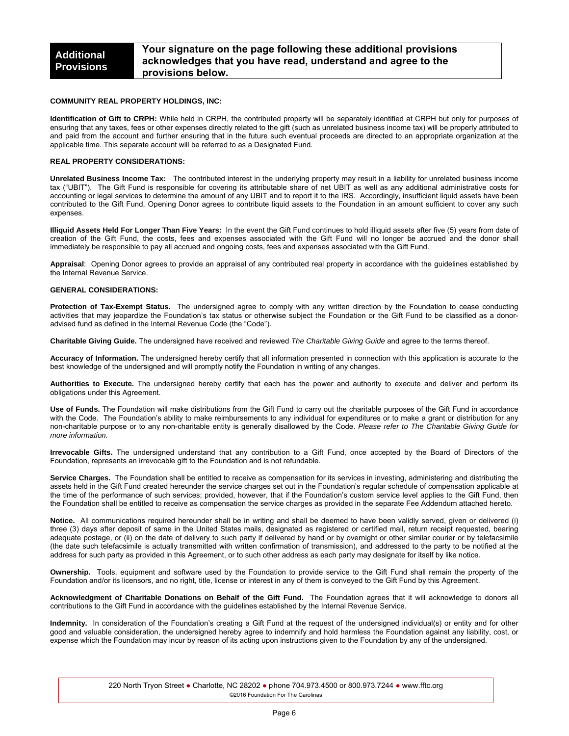## Additional Provisions

**Your signature on the page following these additional provisions acknowledges that you have read, understand and agree to the provisions below.**

### COMMUNITY REAL PROPERTY HOLDINGS, INC:

**Identification of Gift to CRPH:** While held in CRPH, the contributed property will be separately identified at CRPH but only for purposes of ensuring that any taxes, fees or other expenses directly related to the gift (such as unrelated business income tax) will be properly attributed to and paid from the account and further ensuring that in the future such eventual proceeds are directed to an appropriate organization at the applicable time. This separate account will be referred to as a Designated Fund.

### REAL PROPERTY CONSIDERATIONS:

**Unrelated Business Income Tax:** The contributed interest in the underlying property may result in a liability for unrelated business income tax ("UBIT"). The Gift Fund is responsible for covering its attributable share of net UBIT as well as any additional administrative costs for accounting or legal services to determine the amount of any UBIT and to report it to the IRS. Accordingly, insufficient liquid assets have been contributed to the Gift Fund, Opening Donor agrees to contribute liquid assets to the Foundation in an amount sufficient to cover any such expenses.

**Illiquid Assets Held For Longer Than Five Years:** In the event the Gift Fund continues to hold illiquid assets after five (5) years from date of creation of the Gift Fund, the costs, fees and expenses associated with the Gift Fund will no longer be accrued and the donor shall immediately be responsible to pay all accrued and ongoing costs, fees and expenses associated with the Gift Fund.

**Appraisal**: Opening Donor agrees to provide an appraisal of any contributed real property in accordance with the guidelines established by the Internal Revenue Service.

### GENERAL CONSIDERATIONS:

**Protection of Tax-Exempt Status.** The undersigned agree to comply with any written direction by the Foundation to cease conducting activities that may jeopardize the Foundation's tax status or otherwise subject the Foundation or the Gift Fund to be classified as a donor-advised fund as defined in the Internal Revenue Code (the "Code").

**Charitable Giving Guide.** The undersigned have received and reviewed *The Charitable Giving Guide* and agree to the terms thereof.

**Accuracy of Information.** The undersigned hereby certify that all information presented in connection with this application is accurate to the best knowledge of the undersigned and will promptly notify the Foundation in writing of any changes.

**Authorities to Execute.** The undersigned hereby certify that each has the power and authority to execute and deliver and perform its obligations under this Agreement.

**Use of Funds.** The Foundation will make distributions from the Gift Fund to carry out the charitable purposes of the Gift Fund in accordance with the Code. The Foundation's ability to make reimbursements to any individual for expenditures or to make a grant or distribution for any non-charitable purpose or to any non-charitable entity is generally disallowed by the Code. *Please refer to The Charitable Giving Guide for more information.*

**Irrevocable Gifts.** The undersigned understand that any contribution to a Gift Fund, once accepted by the Board of Directors of the Foundation, represents an irrevocable gift to the Foundation and is not refundable.

**Service Charges.** The Foundation shall be entitled to receive as compensation for its services in investing, administering and distributing the assets held in the Gift Fund created hereunder the service charges set out in the Foundation's regular schedule of compensation applicable at the time of the performance of such services; provided, however, that if the Foundation's custom service level applies to the Gift Fund, then the Foundation shall be entitled to receive as compensation the service charges as provided in the separate Fee Addendum attached hereto.

**Notice.** All communications required hereunder shall be in writing and shall be deemed to have been validly served, given or delivered (i) three (3) days after deposit of same in the United States mails, designated as registered or certified mail, return receipt requested, bearing adequate postage, or (ii) on the date of delivery to such party if delivered by hand or by overnight or other similar courier or by telefacsimile (the date such telefacsimile is actually transmitted with written confirmation of transmission), and addressed to the party to be notified at the address for such party as provided in this Agreement, or to such other address as each party may designate for itself by like notice.

**Ownership.** Tools, equipment and software used by the Foundation to provide service to the Gift Fund shall remain the property of the Foundation and/or its licensors, and no right, title, license or interest in any of them is conveyed to the Gift Fund by this Agreement.

**Acknowledgment of Charitable Donations on Behalf of the Gift Fund.** The Foundation agrees that it will acknowledge to donors all contributions to the Gift Fund in accordance with the guidelines established by the Internal Revenue Service.

**Indemnity.** In consideration of the Foundation's creating a Gift Fund at the request of the undersigned individual(s) or entity and for other good and valuable consideration, the undersigned hereby agree to indemnify and hold harmless the Foundation against any liability, cost, or expense which the Foundation may incur by reason of its acting upon instructions given to the Foundation by any of the undersigned.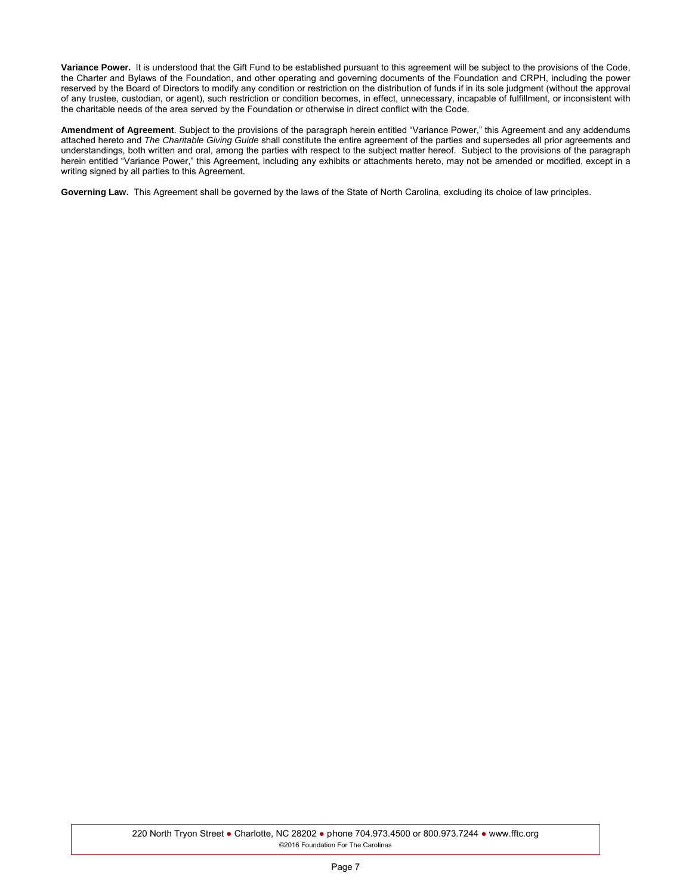**Variance Power.** It is understood that the Gift Fund to be established pursuant to this agreement will be subject to the provisions of the Code, the Charter and Bylaws of the Foundation, and other operating and governing documents of the Foundation and CRPH, including the power reserved by the Board of Directors to modify any condition or restriction on the distribution of funds if in its sole judgment (without the approval of any trustee, custodian, or agent), such restriction or condition becomes, in effect, unnecessary, incapable of fulfillment, or inconsistent with the charitable needs of the area served by the Foundation or otherwise in direct conflict with the Code.

**Amendment of Agreement**. Subject to the provisions of the paragraph herein entitled "Variance Power," this Agreement and any addendums attached hereto and *The Charitable Giving Guide* shall constitute the entire agreement of the parties and supersedes all prior agreements and understandings, both written and oral, among the parties with respect to the subject matter hereof. Subject to the provisions of the paragraph herein entitled "Variance Power," this Agreement, including any exhibits or attachments hereto, may not be amended or modified, except in a writing signed by all parties to this Agreement.

**Governing Law.** This Agreement shall be governed by the laws of the State of North Carolina, excluding its choice of law principles.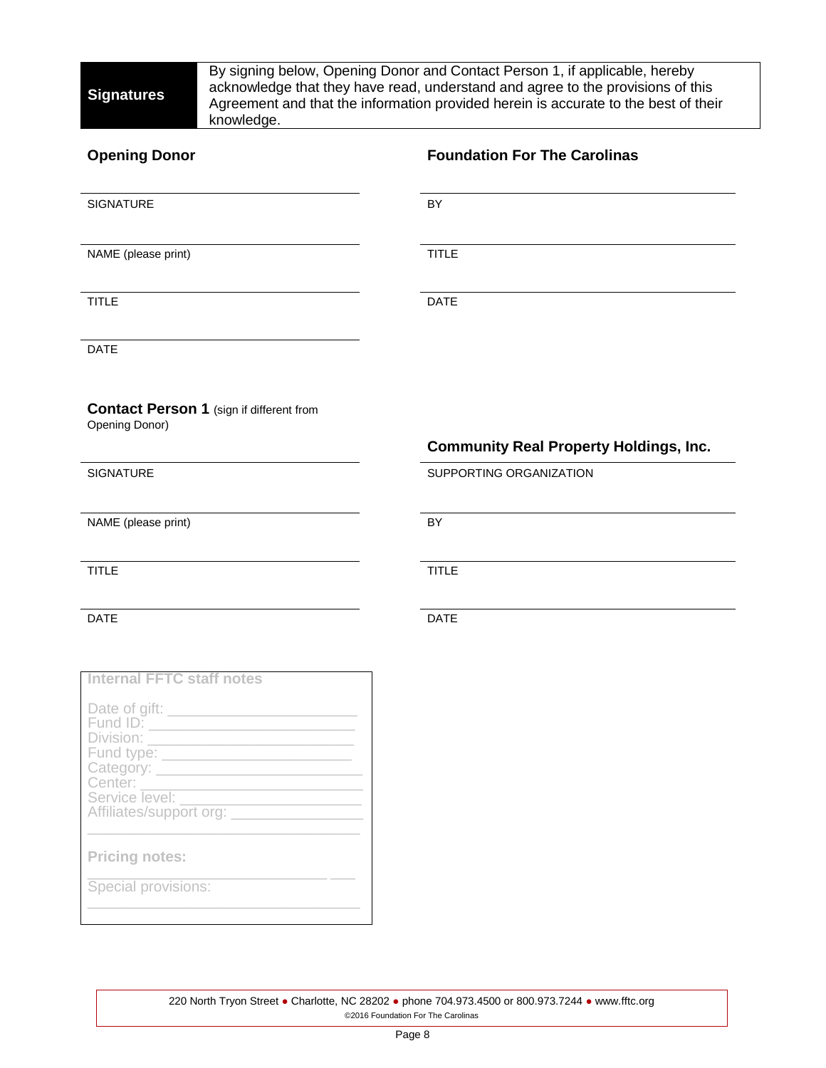| **Signatures** | By signing below, Opening Donor and Contact Person 1, if applicable, hereby acknowledge that they have read, understand and agree to the provisions of this Agreement and that the information provided herein is accurate to the best of their knowledge. |
|---|---|

### Opening Donor

SIGNATURE

NAME (please print)

TITLE

DATE

### Foundation For The Carolinas

BY

TITLE

DATE

### Contact Person 1 (sign if different from Opening Donor)

SIGNATURE

NAME (please print)

TITLE

DATE

### Community Real Property Holdings, Inc.

SUPPORTING ORGANIZATION

BY

TITLE

DATE

**Internal FFTC staff notes**

Date of gift: ______________________
Fund ID: ______________________
Division: ______________________
Fund type: ______________________
Category: ______________________
Center: ______________________
Service level: ______________________
Affiliates/support org: ______________________
______________________

**Pricing notes:**
______________________
Special provisions:
______________________

220 North Tryon Street ● Charlotte, NC 28202 ● phone 704.973.4500 or 800.973.7244 ● www.fftc.org
©2016 Foundation For The Carolinas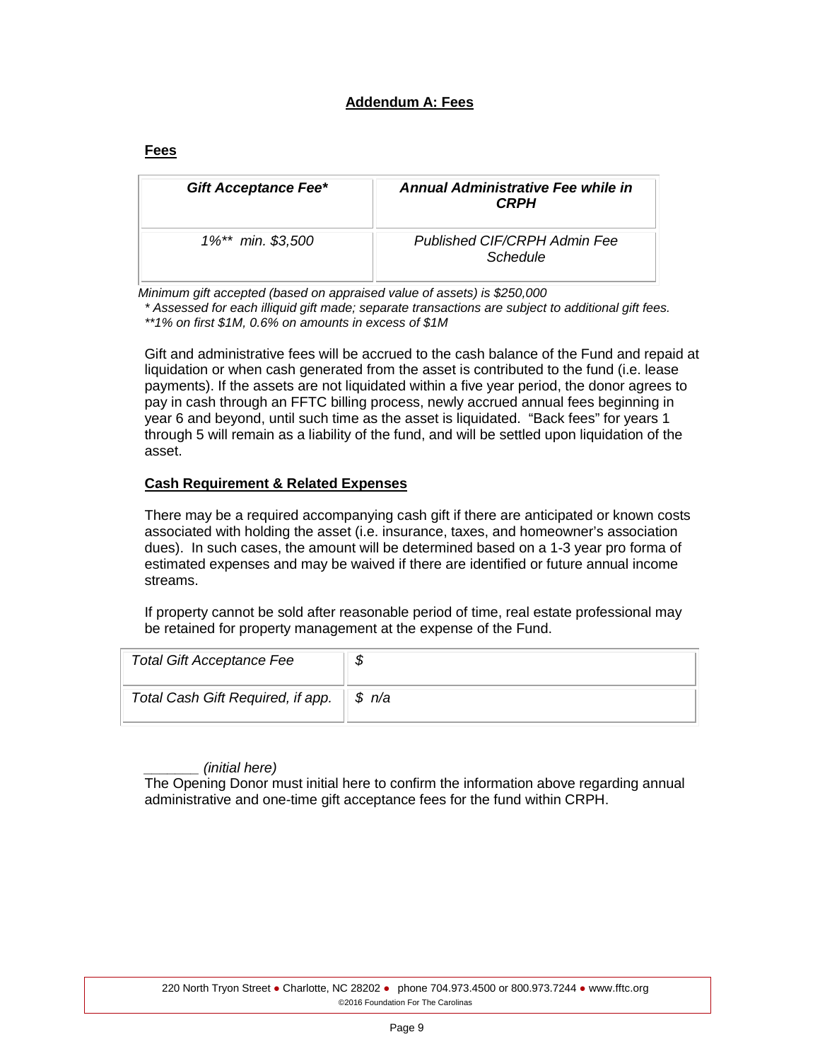## **Addendum A: Fees**

### **Fees**

| ***Gift Acceptance Fee**** | ***Annual Administrative Fee while in CRPH*** |
|---|---|
| *1%*** *min. $3,500* | *Published CIF/CRPH Admin Fee Schedule* |

*Minimum gift accepted (based on appraised value of assets) is $250,000*
*\* Assessed for each illiquid gift made; separate transactions are subject to additional gift fees.*
*\*\*1% on first $1M, 0.6% on amounts in excess of $1M*

Gift and administrative fees will be accrued to the cash balance of the Fund and repaid at liquidation or when cash generated from the asset is contributed to the fund (i.e. lease payments). If the assets are not liquidated within a five year period, the donor agrees to pay in cash through an FFTC billing process, newly accrued annual fees beginning in year 6 and beyond, until such time as the asset is liquidated. "Back fees" for years 1 through 5 will remain as a liability of the fund, and will be settled upon liquidation of the asset.

### **Cash Requirement & Related Expenses**

There may be a required accompanying cash gift if there are anticipated or known costs associated with holding the asset (i.e. insurance, taxes, and homeowner's association dues). In such cases, the amount will be determined based on a 1-3 year pro forma of estimated expenses and may be waived if there are identified or future annual income streams.

If property cannot be sold after reasonable period of time, real estate professional may be retained for property management at the expense of the Fund.

| *Total Gift Acceptance Fee* | *$* |
|---|---|
| *Total Cash Gift Required, if app.* | *$ n/a* |

_______ *(initial here)*
The Opening Donor must initial here to confirm the information above regarding annual administrative and one-time gift acceptance fees for the fund within CRPH.

220 North Tryon Street ● Charlotte, NC 28202 ● phone 704.973.4500 or 800.973.7244 ● www.fftc.org
©2016 Foundation For The Carolinas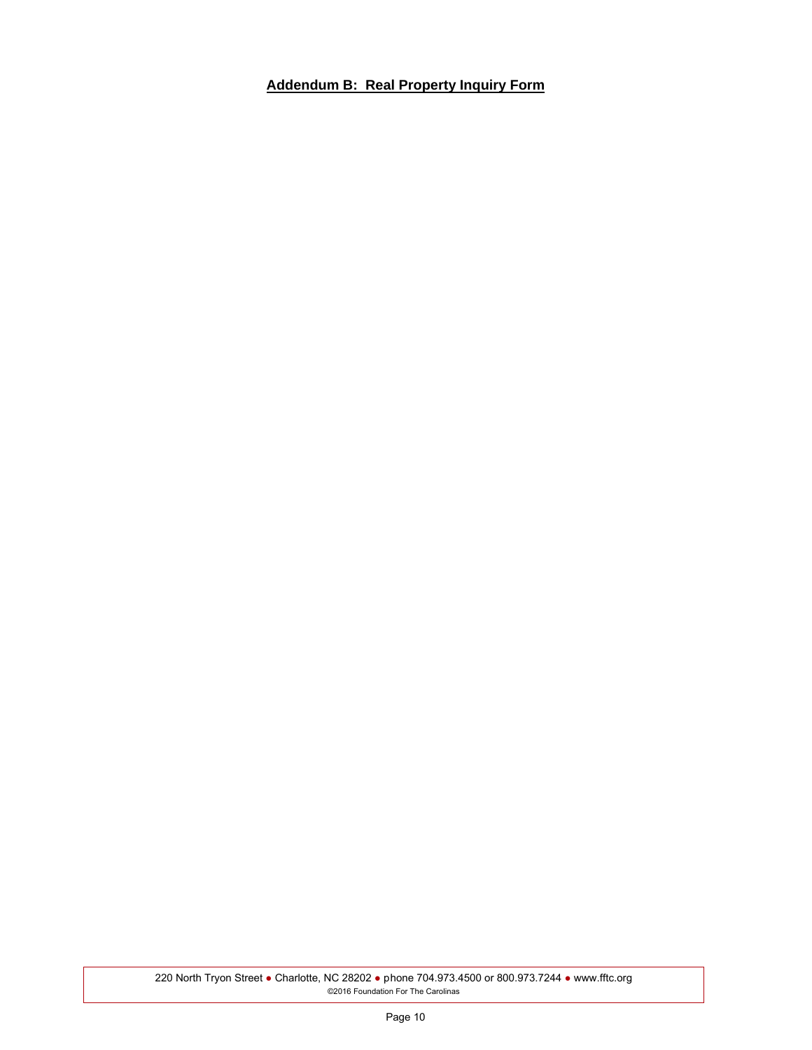**Addendum B: Real Property Inquiry Form**